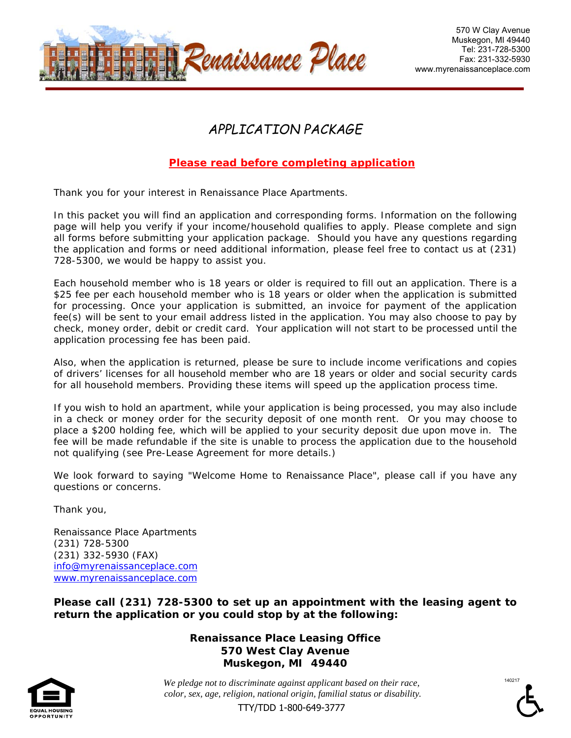# Renaissance Place

570 W Clay Avenue
Muskegon, MI 49440
Tel: 231-728-5300
Fax: 231-332-5930
www.myrenaissanceplace.com

## *APPLICATION PACKAGE*

**Please read before completing application**

Thank you for your interest in Renaissance Place Apartments.

In this packet you will find an application and corresponding forms. Information on the following page will help you verify if your income/household qualifies to apply. Please complete and sign all forms before submitting your application package. Should you have any questions regarding the application and forms or need additional information, please feel free to contact us at (231) 728-5300, we would be happy to assist you.

Each household member who is 18 years or older is required to fill out an application. There is a $25 fee per each household member who is 18 years or older when the application is submitted for processing. Once your application is submitted, an invoice for payment of the application fee(s) will be sent to your email address listed in the application. You may also choose to pay by check, money order, debit or credit card. Your application will not start to be processed until the application processing fee has been paid.

Also, when the application is returned, please be sure to include income verifications and copies of drivers' licenses for all household member who are 18 years or older and social security cards for all household members. Providing these items will speed up the application process time.

If you wish to hold an apartment, while your application is being processed, you may also include in a check or money order for the security deposit of one month rent. Or you may choose to place a $200 holding fee, which will be applied to your security deposit due upon move in. The fee will be made refundable if the site is unable to process the application due to the household not qualifying (see Pre-Lease Agreement for more details.)

We look forward to saying "Welcome Home to Renaissance Place", please call if you have any questions or concerns.

Thank you,

Renaissance Place Apartments
(231) 728-5300
(231) 332-5930 (FAX)
info@myrenaissanceplace.com
www.myrenaissanceplace.com

**Please call (231) 728-5300 to set up an appointment with the leasing agent to return the application or you could stop by at the following:**

**Renaissance Place Leasing Office**
**570 West Clay Avenue**
**Muskegon, MI 49440**

EQUAL HOUSING OPPORTUNITY

*We pledge not to discriminate against applicant based on their race, color, sex, age, religion, national origin, familial status or disability.*

TTY/TDD 1-800-649-3777

140217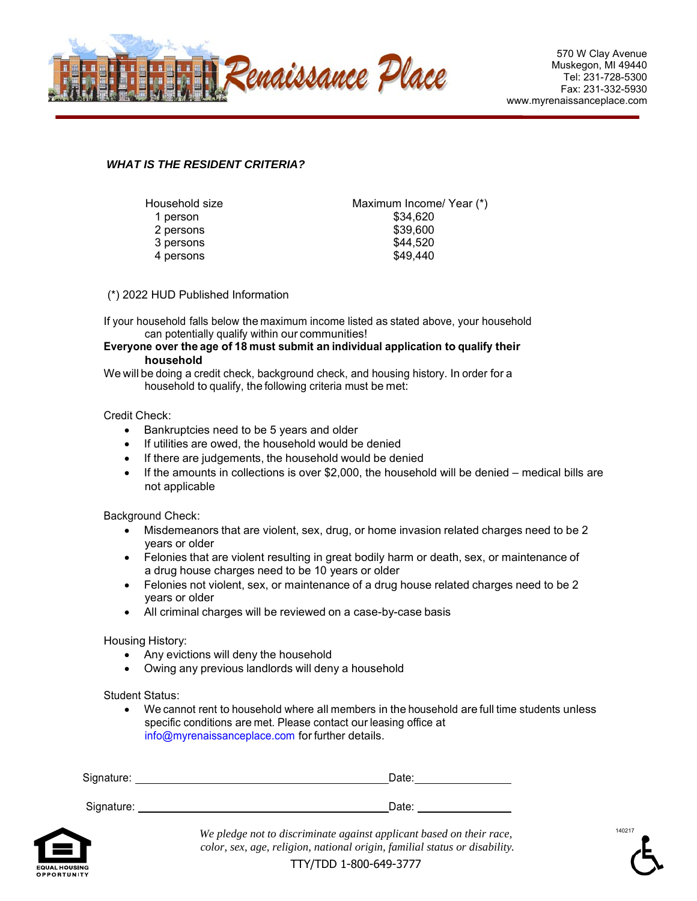Renaissance Place

570 W Clay Avenue
Muskegon, MI 49440
Tel: 231-728-5300
Fax: 231-332-5930
www.myrenaissanceplace.com

***WHAT IS THE RESIDENT CRITERIA?***

| Household size | Maximum Income/ Year (*) |
|---|---|
| 1 person | $34,620 |
| 2 persons | $39,600 |
| 3 persons | $44,520 |
| 4 persons | $49,440 |

(*) 2022 HUD Published Information

If your household falls below the maximum income listed as stated above, your household can potentially qualify within our communities!

**Everyone over the age of 18 must submit an individual application to qualify their household**

We will be doing a credit check, background check, and housing history. In order for a household to qualify, the following criteria must be met:

Credit Check:

- Bankruptcies need to be 5 years and older
- If utilities are owed, the household would be denied
- If there are judgements, the household would be denied
- If the amounts in collections is over $2,000, the household will be denied – medical bills are not applicable

Background Check:

- Misdemeanors that are violent, sex, drug, or home invasion related charges need to be 2 years or older
- Felonies that are violent resulting in great bodily harm or death, sex, or maintenance of a drug house charges need to be 10 years or older
- Felonies not violent, sex, or maintenance of a drug house related charges need to be 2 years or older
- All criminal charges will be reviewed on a case-by-case basis

Housing History:

- Any evictions will deny the household
- Owing any previous landlords will deny a household

Student Status:

- We cannot rent to household where all members in the household are full time students unless specific conditions are met. Please contact our leasing office at info@myrenaissanceplace.com for further details.

Signature: ______________________________ Date: ______________

Signature: ______________________________ Date: ______________

*We pledge not to discriminate against applicant based on their race, color, sex, age, religion, national origin, familial status or disability.*

TTY/TDD 1-800-649-3777

EQUAL HOUSING OPPORTUNITY

140217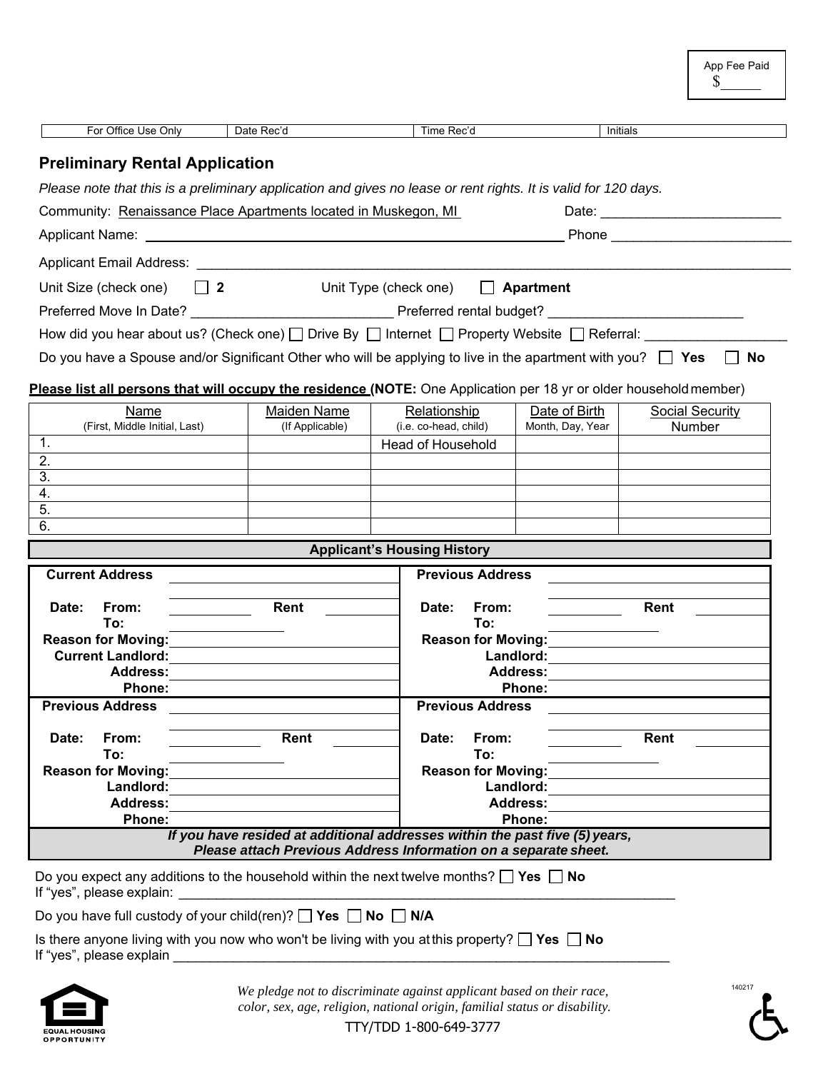App Fee Paid $______

| For Office Use Only | Date Rec'd | Time Rec'd | Initials |
|---|---|---|---|

## Preliminary Rental Application

*Please note that this is a preliminary application and gives no lease or rent rights. It is valid for 120 days.*

Community: Renaissance Place Apartments located in Muskegon, MI Date: ________________________

Applicant Name: ________________________________________________ Phone ________________________

Applicant Email Address: ________________________________________________________________________

Unit Size (check one) ☐ **2** Unit Type (check one) ☐ **Apartment**

Preferred Move In Date? __________________________ Preferred rental budget? _________________________

How did you hear about us? (Check one) ☐ Drive By ☐ Internet ☐ Property Website ☐ Referral: ___________________

Do you have a Spouse and/or Significant Other who will be applying to live in the apartment with you? ☐ **Yes** ☐ **No**

**Please list all persons that will occupy the residence (NOTE:** One Application per 18 yr or older household member)

| Name (First, Middle Initial, Last) | Maiden Name (If Applicable) | Relationship (i.e. co-head, child) | Date of Birth Month, Day, Year | Social Security Number |
|---|---|---|---|---|
| 1. | | Head of Household | | |
| 2. | | | | |
| 3. | | | | |
| 4. | | | | |
| 5. | | | | |
| 6. | | | | |

### Applicant's Housing History

| | |
|---|---|
| **Current Address** ____________________<br>**Date: From:** __________ **Rent** __________<br>**To:** __________<br>**Reason for Moving:** ____________________<br>**Current Landlord:** ____________________<br>**Address:** ____________________<br>**Phone:** ____________________ | **Previous Address** ____________________<br>**Date: From:** __________ **Rent** __________<br>**To:** __________<br>**Reason for Moving:** ____________________<br>**Landlord:** ____________________<br>**Address:** ____________________<br>**Phone:** ____________________ |
| **Previous Address** ____________________<br>**Date: From:** __________ **Rent** __________<br>**To:** __________<br>**Reason for Moving:** ____________________<br>**Landlord:** ____________________<br>**Address:** ____________________<br>**Phone:** ____________________ | **Previous Address** ____________________<br>**Date: From:** __________ **Rent** __________<br>**To:** __________<br>**Reason for Moving:** ____________________<br>**Landlord:** ____________________<br>**Address:** ____________________<br>**Phone:** ____________________ |

***If you have resided at additional addresses within the past five (5) years, Please attach Previous Address Information on a separate sheet.***

Do you expect any additions to the household within the next twelve months? ☐ **Yes** ☐ **No**
If "yes", please explain: ____________________________________________________________________

Do you have full custody of your child(ren)? ☐ **Yes** ☐ **No** ☐ **N/A**

Is there anyone living with you now who won't be living with you at this property? ☐ **Yes** ☐ **No**
If "yes", please explain ____________________________________________________________________

EQUAL HOUSING OPPORTUNITY

*We pledge not to discriminate against applicant based on their race, color, sex, age, religion, national origin, familial status or disability.*

TTY/TDD 1-800-649-3777

140217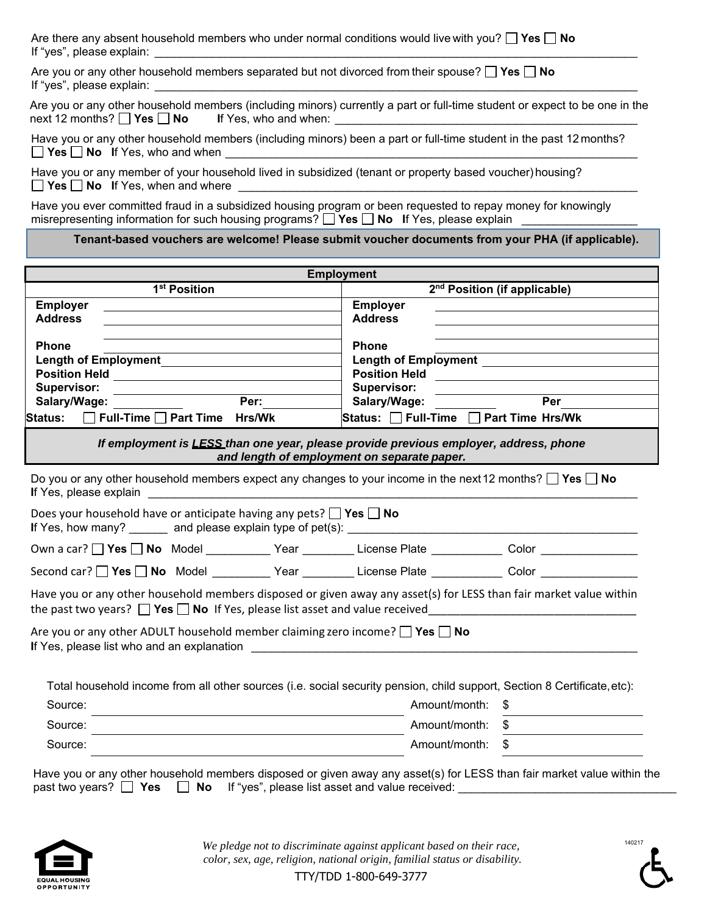Are there any absent household members who under normal conditions would live with you? ☐ **Yes** ☐ **No**
If "yes", please explain: ____________________________________________________________

Are you or any other household members separated but not divorced from their spouse? ☐ **Yes** ☐ **No**
If "yes", please explain: ____________________________________________________________

Are you or any other household members (including minors) currently a part or full-time student or expect to be one in the next 12 months? ☐ **Yes** ☐ **No** **I**f Yes, who and when: ____________________________________

Have you or any other household members (including minors) been a part or full-time student in the past 12 months?
☐ **Yes** ☐ **No** **I**f Yes, who and when ____________________________________________________

Have you or any member of your household lived in subsidized (tenant or property based voucher) housing?
☐ **Yes** ☐ **No** **I**f Yes, when and where ____________________________________________________

Have you ever committed fraud in a subsidized housing program or been requested to repay money for knowingly misrepresenting information for such housing programs? ☐ **Yes** ☐ **No** **I**f Yes, please explain ______________

**Tenant-based vouchers are welcome! Please submit voucher documents from your PHA (if applicable).**

| **Employment** | |
|---|---|
| **1st Position** | **2nd Position (if applicable)** |
| **Employer** ____________ | **Employer** ____________ |
| **Address** ____________ | **Address** ____________ |
| **Phone** ____________ | **Phone** ____________ |
| **Length of Employment** ____________ | **Length of Employment** ____________ |
| **Position Held** ____________ | **Position Held** ____________ |
| **Supervisor:** ____________ | **Supervisor:** ____________ |
| **Salary/Wage:** ________ **Per:** ________ | **Salary/Wage:** ________ **Per** ________ |
| **Status:** ☐ **Full-Time** ☐ **Part Time Hrs/Wk** | **Status:** ☐ **Full-Time** ☐ **Part Time Hrs/Wk** |

***If employment is LESS than one year, please provide previous employer, address, phone and length of employment on separate paper.***

Do you or any other household members expect any changes to your income in the next 12 months? ☐ **Yes** ☐ **No**
**I**f Yes, please explain ____________________________________________________________

Does your household have or anticipate having any pets? ☐ **Yes** ☐ **No**
**I**f Yes, how many? ______ and please explain type of pet(s): ________________________________

Own a car? ☐ **Yes** ☐ **No** Model __________ Year ________ License Plate ___________ Color _______________

Second car? ☐ **Yes** ☐ **No** Model _________ Year ________ License Plate ___________ Color _______________

Have you or any other household members disposed or given away any asset(s) for LESS than fair market value within the past two years? ☐ **Yes** ☐ **No** If Yes, please list asset and value received________________________

Are you or any other ADULT household member claiming zero income? ☐ **Yes** ☐ **No**
**I**f Yes, please list who and an explanation ____________________________________________

Total household income from all other sources (i.e. social security pension, child support, Section 8 Certificate, etc):

Source: ________________________________ Amount/month: $ ____________

Source: ________________________________ Amount/month: $ ____________

Source: ________________________________ Amount/month: $ ____________

Have you or any other household members disposed or given away any asset(s) for LESS than fair market value within the past two years? ☐ **Yes** ☐ **No** If "yes", please list asset and value received: ____________________________

EQUAL HOUSING OPPORTUNITY

*We pledge not to discriminate against applicant based on their race, color, sex, age, religion, national origin, familial status or disability.*

TTY/TDD 1-800-649-3777

140217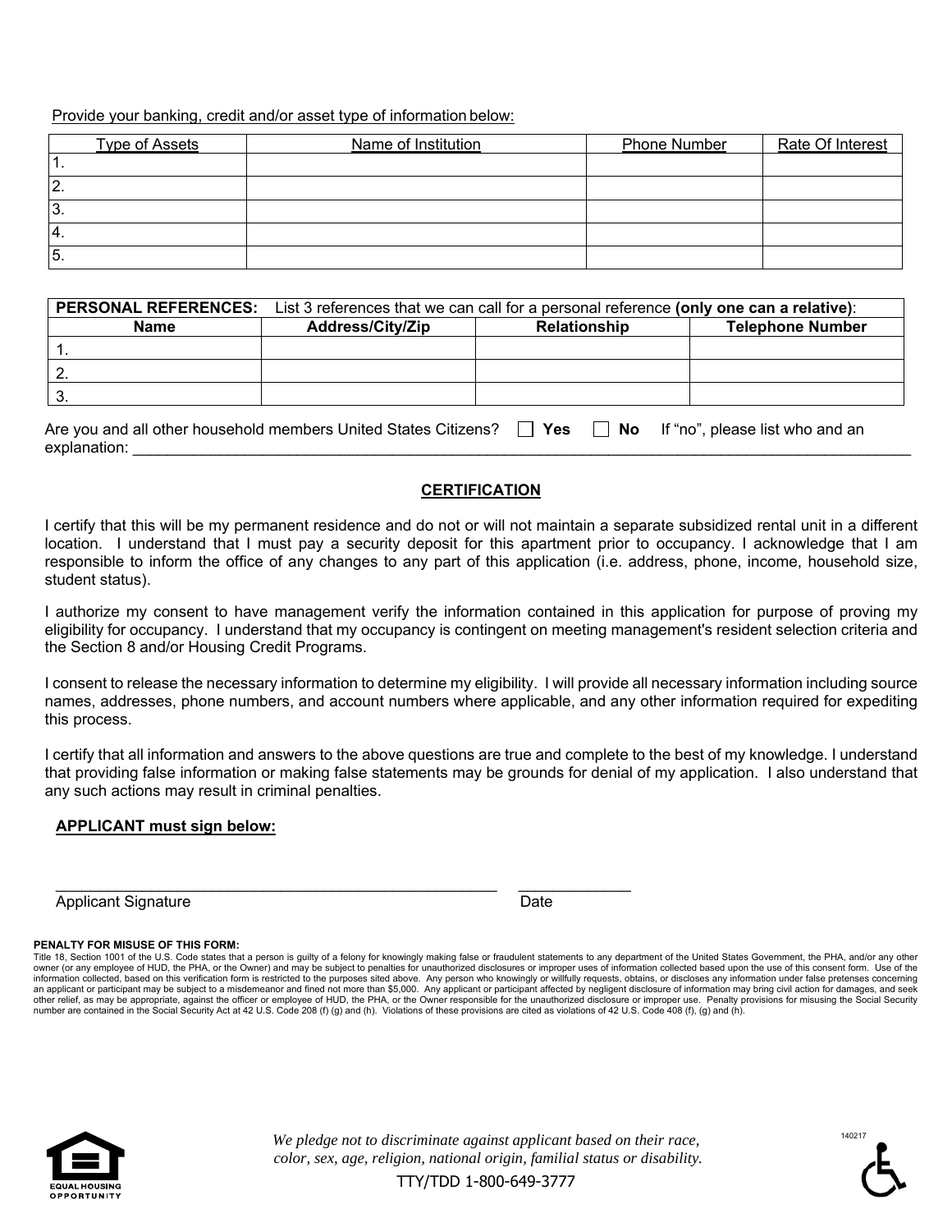Provide your banking, credit and/or asset type of information below:

| Type of Assets | Name of Institution | Phone Number | Rate Of Interest |
|---|---|---|---|
| 1. | | | |
| 2. | | | |
| 3. | | | |
| 4. | | | |
| 5. | | | |

| **PERSONAL REFERENCES:** List 3 references that we can call for a personal reference **(only one can a relative)**: | | | |
|---|---|---|---|
| **Name** | **Address/City/Zip** | **Relationship** | **Telephone Number** |
| 1. | | | |
| 2. | | | |
| 3. | | | |

Are you and all other household members United States Citizens? ☐ **Yes** ☐ **No** If "no", please list who and an explanation: ______________________________________________________________________________

## CERTIFICATION

I certify that this will be my permanent residence and do not or will not maintain a separate subsidized rental unit in a different location. I understand that I must pay a security deposit for this apartment prior to occupancy. I acknowledge that I am responsible to inform the office of any changes to any part of this application (i.e. address, phone, income, household size, student status).

I authorize my consent to have management verify the information contained in this application for purpose of proving my eligibility for occupancy. I understand that my occupancy is contingent on meeting management's resident selection criteria and the Section 8 and/or Housing Credit Programs.

I consent to release the necessary information to determine my eligibility. I will provide all necessary information including source names, addresses, phone numbers, and account numbers where applicable, and any other information required for expediting this process.

I certify that all information and answers to the above questions are true and complete to the best of my knowledge. I understand that providing false information or making false statements may be grounds for denial of my application. I also understand that any such actions may result in criminal penalties.

**APPLICANT must sign below:**

_____________________________________________________ _____________
Applicant Signature Date

**PENALTY FOR MISUSE OF THIS FORM:**
Title 18, Section 1001 of the U.S. Code states that a person is guilty of a felony for knowingly making false or fraudulent statements to any department of the United States Government, the PHA, and/or any other owner (or any employee of HUD, the PHA, or the Owner) and may be subject to penalties for unauthorized disclosures or improper uses of information collected based upon the use of this consent form. Use of the information collected, based on this verification form is restricted to the purposes sited above. Any person who knowingly or willfully requests, obtains, or discloses any information under false pretenses concerning an applicant or participant may be subject to a misdemeanor and fined not more than $5,000. Any applicant or participant affected by negligent disclosure of information may bring civil action for damages, and seek other relief, as may be appropriate, against the officer or employee of HUD, the PHA, or the Owner responsible for the unauthorized disclosure or improper use. Penalty provisions for misusing the Social Security number are contained in the Social Security Act at 42 U.S. Code 208 (f) (g) and (h). Violations of these provisions are cited as violations of 42 U.S. Code 408 (f), (g) and (h).

*We pledge not to discriminate against applicant based on their race, color, sex, age, religion, national origin, familial status or disability.*

TTY/TDD 1-800-649-3777

140217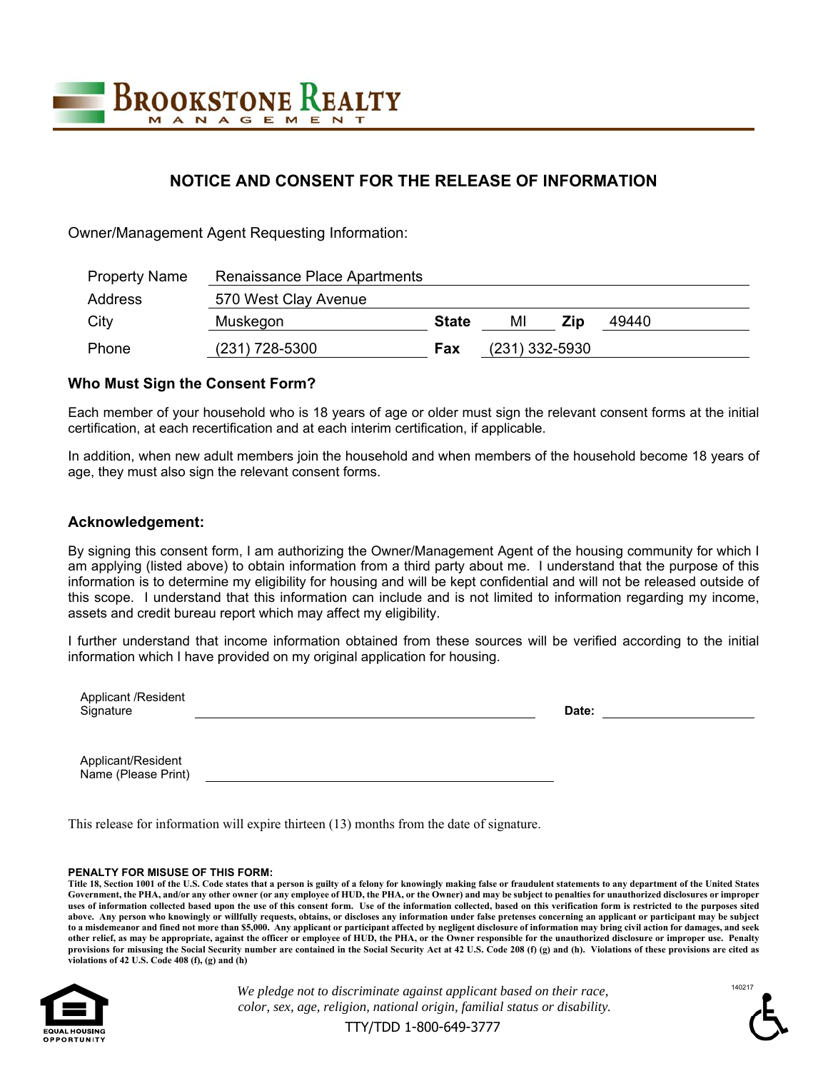**BROOKSTONE REALTY**
MANAGEMENT

# NOTICE AND CONSENT FOR THE RELEASE OF INFORMATION

Owner/Management Agent Requesting Information:

| | | | | | |
|---|---|---|---|---|---|
| Property Name | Renaissance Place Apartments | | | | |
| Address | 570 West Clay Avenue | | | | |
| City | Muskegon | **State** | MI | **Zip** | 49440 |
| Phone | (231) 728-5300 | **Fax** | (231) 332-5930 | | |

### Who Must Sign the Consent Form?

Each member of your household who is 18 years of age or older must sign the relevant consent forms at the initial certification, at each recertification and at each interim certification, if applicable.

In addition, when new adult members join the household and when members of the household become 18 years of age, they must also sign the relevant consent forms.

### Acknowledgement:

By signing this consent form, I am authorizing the Owner/Management Agent of the housing community for which I am applying (listed above) to obtain information from a third party about me. I understand that the purpose of this information is to determine my eligibility for housing and will be kept confidential and will not be released outside of this scope. I understand that this information can include and is not limited to information regarding my income, assets and credit bureau report which may affect my eligibility.

I further understand that income information obtained from these sources will be verified according to the initial information which I have provided on my original application for housing.

Applicant /Resident Signature ______________________________ **Date:** ______________

Applicant/Resident Name (Please Print) ______________________________

This release for information will expire thirteen (13) months from the date of signature.

**PENALTY FOR MISUSE OF THIS FORM:**

**Title 18, Section 1001 of the U.S. Code states that a person is guilty of a felony for knowingly making false or fraudulent statements to any department of the United States Government, the PHA, and/or any other owner (or any employee of HUD, the PHA, or the Owner) and may be subject to penalties for unauthorized disclosures or improper uses of information collected based upon the use of this consent form. Use of the information collected, based on this verification form is restricted to the purposes sited above. Any person who knowingly or willfully requests, obtains, or discloses any information under false pretenses concerning an applicant or participant may be subject to a misdemeanor and fined not more than $5,000. Any applicant or participant affected by negligent disclosure of information may bring civil action for damages, and seek other relief, as may be appropriate, against the officer or employee of HUD, the PHA, or the Owner responsible for the unauthorized disclosure or improper use. Penalty provisions for misusing the Social Security number are contained in the Social Security Act at 42 U.S. Code 208 (f) (g) and (h). Violations of these provisions are cited as violations of 42 U.S. Code 408 (f), (g) and (h)**

EQUAL HOUSING OPPORTUNITY

*We pledge not to discriminate against applicant based on their race, color, sex, age, religion, national origin, familial status or disability.*

TTY/TDD 1-800-649-3777

140217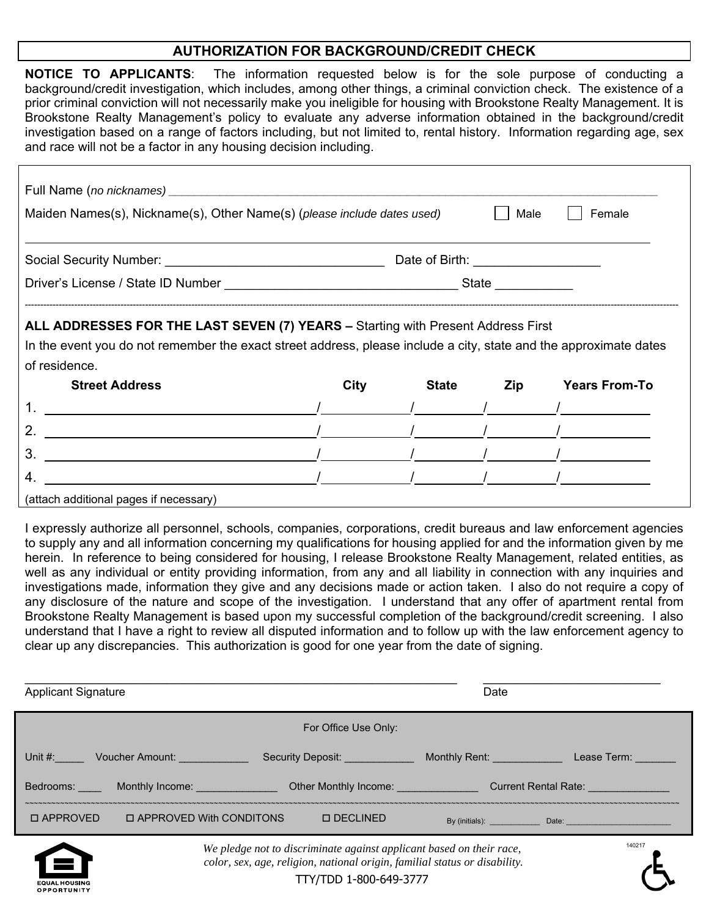## AUTHORIZATION FOR BACKGROUND/CREDIT CHECK

**NOTICE TO APPLICANTS**: The information requested below is for the sole purpose of conducting a background/credit investigation, which includes, among other things, a criminal conviction check. The existence of a prior criminal conviction will not necessarily make you ineligible for housing with Brookstone Realty Management. It is Brookstone Realty Management's policy to evaluate any adverse information obtained in the background/credit investigation based on a range of factors including, but not limited to, rental history. Information regarding age, sex and race will not be a factor in any housing decision including.

Full Name (*no nicknames)* ____________________________________________

Maiden Names(s), Nickname(s), Other Name(s) (*please include dates used)* ☐ Male ☐ Female

____________________________________________

Social Security Number: ______________________ Date of Birth: ______________

Driver's License / State ID Number ______________________ State __________

---

**ALL ADDRESSES FOR THE LAST SEVEN (7) YEARS –** Starting with Present Address First

In the event you do not remember the exact street address, please include a city, state and the approximate dates of residence.

| | Street Address | City | State | Zip | Years From-To |
|---|---|---|---|---|---|
| 1. | | | | | |
| 2. | | | | | |
| 3. | | | | | |
| 4. | | | | | |

(attach additional pages if necessary)

I expressly authorize all personnel, schools, companies, corporations, credit bureaus and law enforcement agencies to supply any and all information concerning my qualifications for housing applied for and the information given by me herein. In reference to being considered for housing, I release Brookstone Realty Management, related entities, as well as any individual or entity providing information, from any and all liability in connection with any inquiries and investigations made, information they give and any decisions made or action taken. I also do not require a copy of any disclosure of the nature and scope of the investigation. I understand that any offer of apartment rental from Brookstone Realty Management is based upon my successful completion of the background/credit screening. I also understand that I have a right to review all disputed information and to follow up with the law enforcement agency to clear up any discrepancies. This authorization is good for one year from the date of signing.

______________________________________ ______________________

Applicant Signature Date

For Office Use Only:

Unit #:_____ Voucher Amount: ____________ Security Deposit: ____________ Monthly Rent: ____________ Lease Term: _______

Bedrooms: ____ Monthly Income: ______________ Other Monthly Income: ______________ Current Rental Rate: ______________

☐ APPROVED ☐ APPROVED With CONDITONS ☐ DECLINED By (initials): ___________ Date: ______________________

*We pledge not to discriminate against applicant based on their race, color, sex, age, religion, national origin, familial status or disability.*

TTY/TDD 1-800-649-3777

EQUAL HOUSING OPPORTUNITY

140217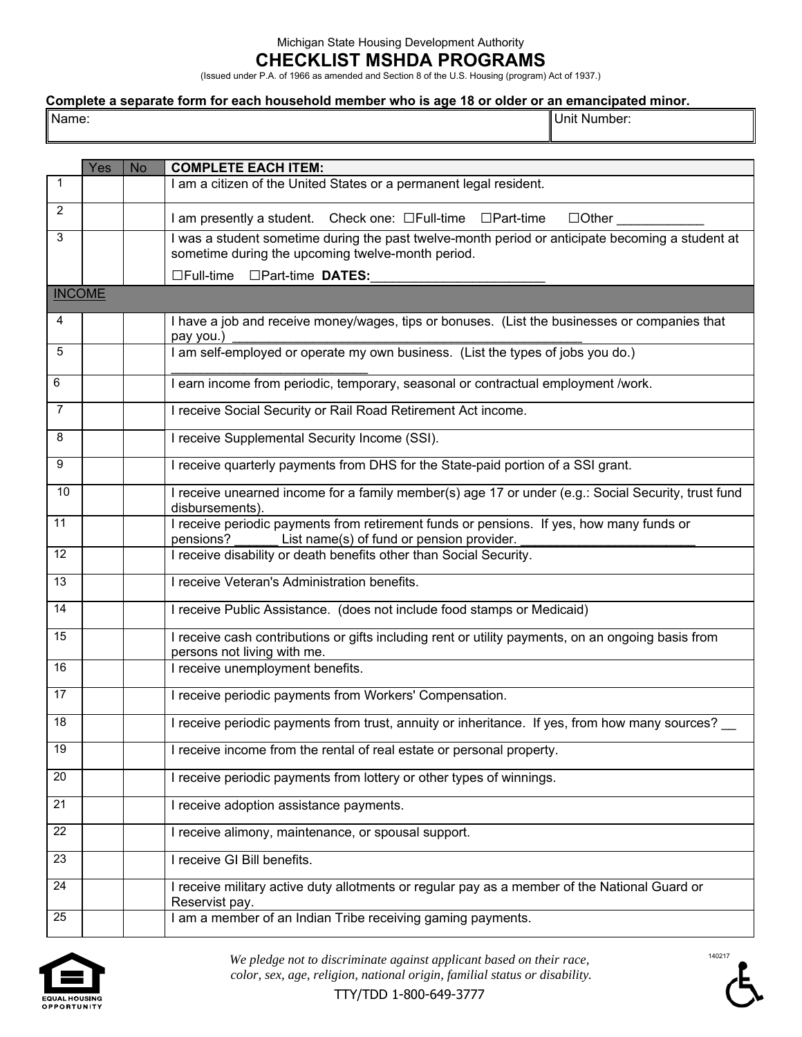Michigan State Housing Development Authority

# CHECKLIST MSHDA PROGRAMS

(Issued under P.A. of 1966 as amended and Section 8 of the U.S. Housing (program) Act of 1937.)

**Complete a separate form for each household member who is age 18 or older or an emancipated minor.**

| Name: | Unit Number: |
|---|---|

| | Yes | No | COMPLETE EACH ITEM: |
|---|---|---|---|
| 1 | | | I am a citizen of the United States or a permanent legal resident. |
| 2 | | | I am presently a student. Check one: ☐Full-time ☐Part-time ☐Other ____________ |
| 3 | | | I was a student sometime during the past twelve-month period or anticipate becoming a student at sometime during the upcoming twelve-month period. ☐Full-time ☐Part-time **DATES:**________________________ |
| INCOME | | | |
| 4 | | | I have a job and receive money/wages, tips or bonuses. (List the businesses or companies that pay you.) ________________________________________________ |
| 5 | | | I am self-employed or operate my own business. (List the types of jobs you do.) ___________________________ |
| 6 | | | I earn income from periodic, temporary, seasonal or contractual employment /work. |
| 7 | | | I receive Social Security or Rail Road Retirement Act income. |
| 8 | | | I receive Supplemental Security Income (SSI). |
| 9 | | | I receive quarterly payments from DHS for the State-paid portion of a SSI grant. |
| 10 | | | I receive unearned income for a family member(s) age 17 or under (e.g.: Social Security, trust fund disbursements). |
| 11 | | | I receive periodic payments from retirement funds or pensions. If yes, how many funds or pensions? ______ List name(s) of fund or pension provider. ________________________ |
| 12 | | | I receive disability or death benefits other than Social Security. |
| 13 | | | I receive Veteran's Administration benefits. |
| 14 | | | I receive Public Assistance. (does not include food stamps or Medicaid) |
| 15 | | | I receive cash contributions or gifts including rent or utility payments, on an ongoing basis from persons not living with me. |
| 16 | | | I receive unemployment benefits. |
| 17 | | | I receive periodic payments from Workers' Compensation. |
| 18 | | | I receive periodic payments from trust, annuity or inheritance. If yes, from how many sources? __ |
| 19 | | | I receive income from the rental of real estate or personal property. |
| 20 | | | I receive periodic payments from lottery or other types of winnings. |
| 21 | | | I receive adoption assistance payments. |
| 22 | | | I receive alimony, maintenance, or spousal support. |
| 23 | | | I receive GI Bill benefits. |
| 24 | | | I receive military active duty allotments or regular pay as a member of the National Guard or Reservist pay. |
| 25 | | | I am a member of an Indian Tribe receiving gaming payments. |

*We pledge not to discriminate against applicant based on their race, color, sex, age, religion, national origin, familial status or disability.*

TTY/TDD 1-800-649-3777

140217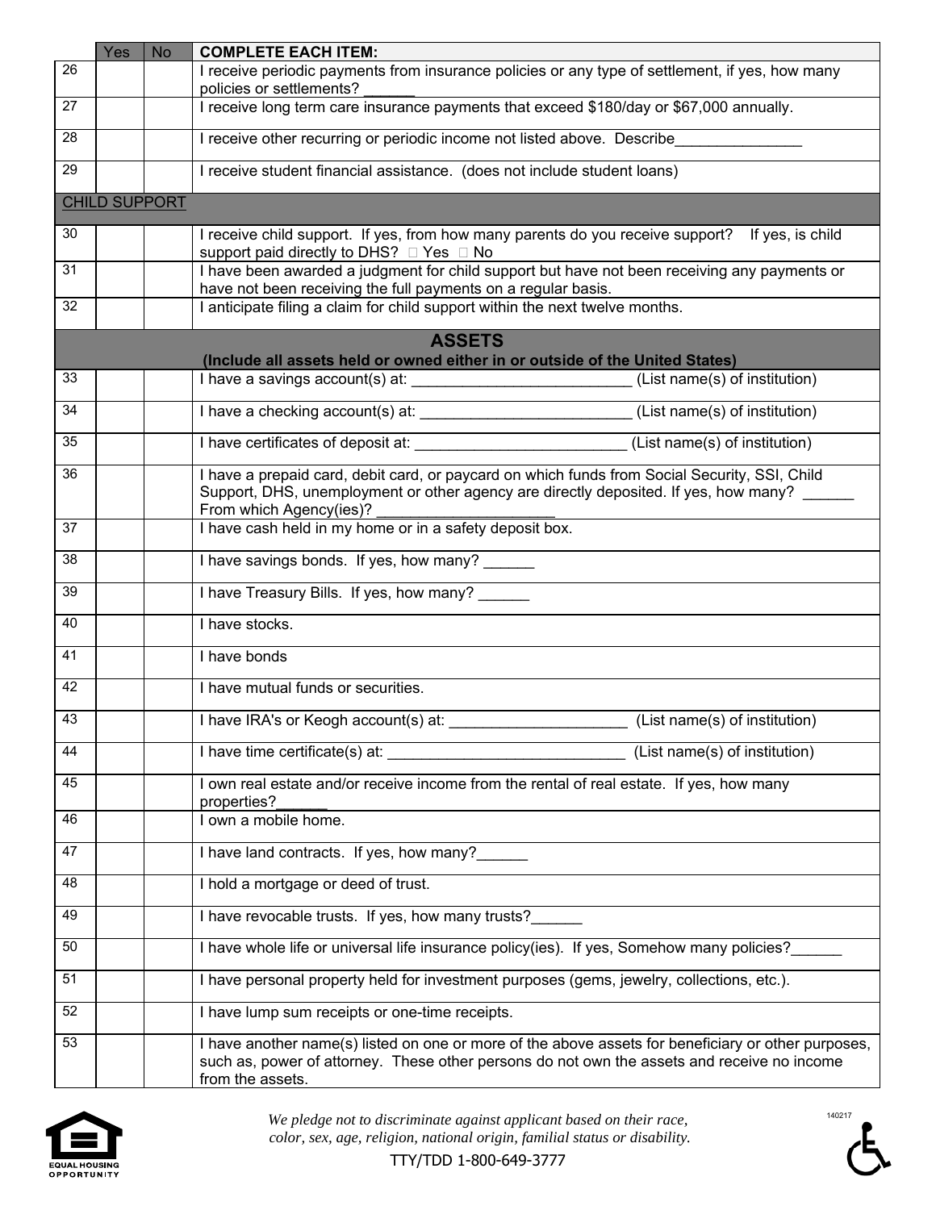| | Yes | No | COMPLETE EACH ITEM: |
|---|---|---|---|
| 26 | | | I receive periodic payments from insurance policies or any type of settlement, if yes, how many policies or settlements? ______ |
| 27 | | | I receive long term care insurance payments that exceed $180/day or $67,000 annually. |
| 28 | | | I receive other recurring or periodic income not listed above. Describe_______________ |
| 29 | | | I receive student financial assistance. (does not include student loans) |
| **CHILD SUPPORT** | | | |
| 30 | | | I receive child support. If yes, from how many parents do you receive support? If yes, is child support paid directly to DHS? ☐ Yes ☐ No |
| 31 | | | I have been awarded a judgment for child support but have not been receiving any payments or have not been receiving the full payments on a regular basis. |
| 32 | | | I anticipate filing a claim for child support within the next twelve months. |
| **ASSETS** (Include all assets held or owned either in or outside of the United States) | | | |
| 33 | | | I have a savings account(s) at: __________________________ (List name(s) of institution) |
| 34 | | | I have a checking account(s) at: _________________________ (List name(s) of institution) |
| 35 | | | I have certificates of deposit at: ________________________ (List name(s) of institution) |
| 36 | | | I have a prepaid card, debit card, or paycard on which funds from Social Security, SSI, Child Support, DHS, unemployment or other agency are directly deposited. If yes, how many? ______ From which Agency(ies)? _____________________ |
| 37 | | | I have cash held in my home or in a safety deposit box. |
| 38 | | | I have savings bonds. If yes, how many? ______ |
| 39 | | | I have Treasury Bills. If yes, how many? ______ |
| 40 | | | I have stocks. |
| 41 | | | I have bonds |
| 42 | | | I have mutual funds or securities. |
| 43 | | | I have IRA's or Keogh account(s) at: _____________________ (List name(s) of institution) |
| 44 | | | I have time certificate(s) at: ____________________________ (List name(s) of institution) |
| 45 | | | I own real estate and/or receive income from the rental of real estate. If yes, how many properties?______ |
| 46 | | | I own a mobile home. |
| 47 | | | I have land contracts. If yes, how many?______ |
| 48 | | | I hold a mortgage or deed of trust. |
| 49 | | | I have revocable trusts. If yes, how many trusts?______ |
| 50 | | | I have whole life or universal life insurance policy(ies). If yes, Somehow many policies?______ |
| 51 | | | I have personal property held for investment purposes (gems, jewelry, collections, etc.). |
| 52 | | | I have lump sum receipts or one-time receipts. |
| 53 | | | I have another name(s) listed on one or more of the above assets for beneficiary or other purposes, such as, power of attorney. These other persons do not own the assets and receive no income from the assets. |

*We pledge not to discriminate against applicant based on their race, color, sex, age, religion, national origin, familial status or disability.*

TTY/TDD 1-800-649-3777

140217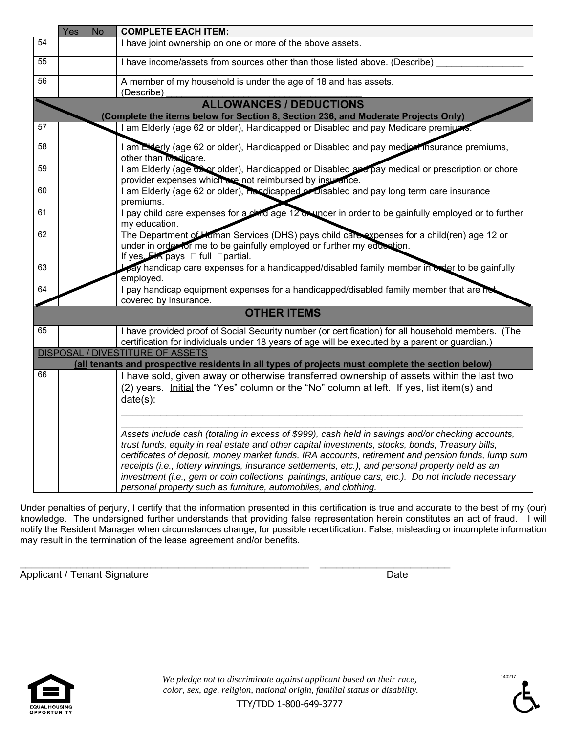| | Yes | No | COMPLETE EACH ITEM: |
|---|---|---|---|
| 54 | | | I have joint ownership on one or more of the above assets. |
| 55 | | | I have income/assets from sources other than those listed above. (Describe) _________________ |
| 56 | | | A member of my household is under the age of 18 and has assets. (Describe) ___________________________________ |
| | | | **ALLOWANCES / DEDUCTIONS** **(Complete the items below for Section 8, Section 236, and Moderate Projects Only)** |
| 57 | | | I am Elderly (age 62 or older), Handicapped or Disabled and pay Medicare premiums. |
| 58 | | | I am Elderly (age 62 or older), Handicapped or Disabled and pay medical insurance premiums, other than Medicare. |
| 59 | | | I am Elderly (age 62 or older), Handicapped or Disabled and pay medical or prescription or chore provider expenses which are not reimbursed by insurance. |
| 60 | | | I am Elderly (age 62 or older), Handicapped or Disabled and pay long term care insurance premiums. |
| 61 | | | I pay child care expenses for a child age 12 or under in order to be gainfully employed or to further my education. |
| 62 | | | The Department of Human Services (DHS) pays child care expenses for a child(ren) age 12 or under in order for me to be gainfully employed or further my education. If yes, FIA pays ☐ full ☐partial. |
| 63 | | | I pay handicap care expenses for a handicapped/disabled family member in order to be gainfully employed. |
| 64 | | | I pay handicap equipment expenses for a handicapped/disabled family member that are not covered by insurance. |
| | | | **OTHER ITEMS** |
| 65 | | | I have provided proof of Social Security number (or certification) for all household members. (The certification for individuals under 18 years of age will be executed by a parent or guardian.) |
| | | | DISPOSAL / DIVESTITURE OF ASSETS **(all tenants and prospective residents in all types of projects must complete the section below)** |
| 66 | | | I have sold, given away or otherwise transferred ownership of assets within the last two (2) years. Initial the "Yes" column or the "No" column at left. If yes, list item(s) and date(s): ____________________ ____________________ *Assets include cash (totaling in excess of $999), cash held in savings and/or checking accounts, trust funds, equity in real estate and other capital investments, stocks, bonds, Treasury bills, certificates of deposit, money market funds, IRA accounts, retirement and pension funds, lump sum receipts (i.e., lottery winnings, insurance settlements, etc.), and personal property held as an investment (i.e., gem or coin collections, paintings, antique cars, etc.). Do not include necessary personal property such as furniture, automobiles, and clothing.* |

Under penalties of perjury, I certify that the information presented in this certification is true and accurate to the best of my (our) knowledge. The undersigned further understands that providing false representation herein constitutes an act of fraud. I will notify the Resident Manager when circumstances change, for possible recertification. False, misleading or incomplete information may result in the termination of the lease agreement and/or benefits.

_______________________________________________ ______________________

Applicant / Tenant Signature Date

EQUAL HOUSING OPPORTUNITY

*We pledge not to discriminate against applicant based on their race, color, sex, age, religion, national origin, familial status or disability.*

TTY/TDD 1-800-649-3777

140217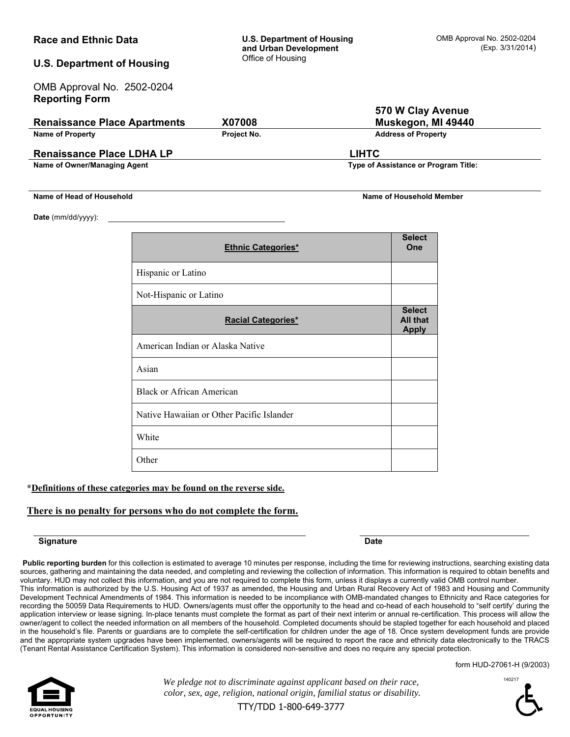**Race and Ethnic Data**

**U.S. Department of Housing**

OMB Approval No. 2502-0204
**Reporting Form**

**U.S. Department of Housing and Urban Development**
Office of Housing

OMB Approval No. 2502-0204
(Exp. 3/31/2014)

| **Renaissance Place Apartments** | **X07008** | **570 W Clay Avenue Muskegon, MI 49440** |
|---|---|---|
| **Name of Property** | **Project No.** | **Address of Property** |

| **Renaissance Place LDHA LP** | **LIHTC** |
|---|---|
| **Name of Owner/Managing Agent** | **Type of Assistance or Program Title:** |

| | |
|---|---|
| **Name of Head of Household** | **Name of Household Member** |

**Date** (mm/dd/yyyy): ______________________

| **Ethnic Categories*** | **Select One** |
|---|---|
| Hispanic or Latino | |
| Not-Hispanic or Latino | |
| **Racial Categories*** | **Select All that Apply** |
| American Indian or Alaska Native | |
| Asian | |
| Black or African American | |
| Native Hawaiian or Other Pacific Islander | |
| White | |
| Other | |

***Definitions of these categories may be found on the reverse side.**

**There is no penalty for persons who do not complete the form.**

______________________________ ______________________
**Signature** **Date**

**Public reporting burden** for this collection is estimated to average 10 minutes per response, including the time for reviewing instructions, searching existing data sources, gathering and maintaining the data needed, and completing and reviewing the collection of information. This information is required to obtain benefits and voluntary. HUD may not collect this information, and you are not required to complete this form, unless it displays a currently valid OMB control number.
This information is authorized by the U.S. Housing Act of 1937 as amended, the Housing and Urban Rural Recovery Act of 1983 and Housing and Community Development Technical Amendments of 1984. This information is needed to be incompliance with OMB-mandated changes to Ethnicity and Race categories for recording the 50059 Data Requirements to HUD. Owners/agents must offer the opportunity to the head and co-head of each household to "self certify' during the application interview or lease signing. In-place tenants must complete the format as part of their next interim or annual re-certification. This process will allow the owner/agent to collect the needed information on all members of the household. Completed documents should be stapled together for each household and placed in the household's file. Parents or guardians are to complete the self-certification for children under the age of 18. Once system development funds are provide and the appropriate system upgrades have been implemented, owners/agents will be required to report the race and ethnicity data electronically to the TRACS (Tenant Rental Assistance Certification System). This information is considered non-sensitive and does no require any special protection.

form HUD-27061-H (9/2003)

140217

*We pledge not to discriminate against applicant based on their race, color, sex, age, religion, national origin, familial status or disability.*

TTY/TDD 1-800-649-3777

EQUAL HOUSING OPPORTUNITY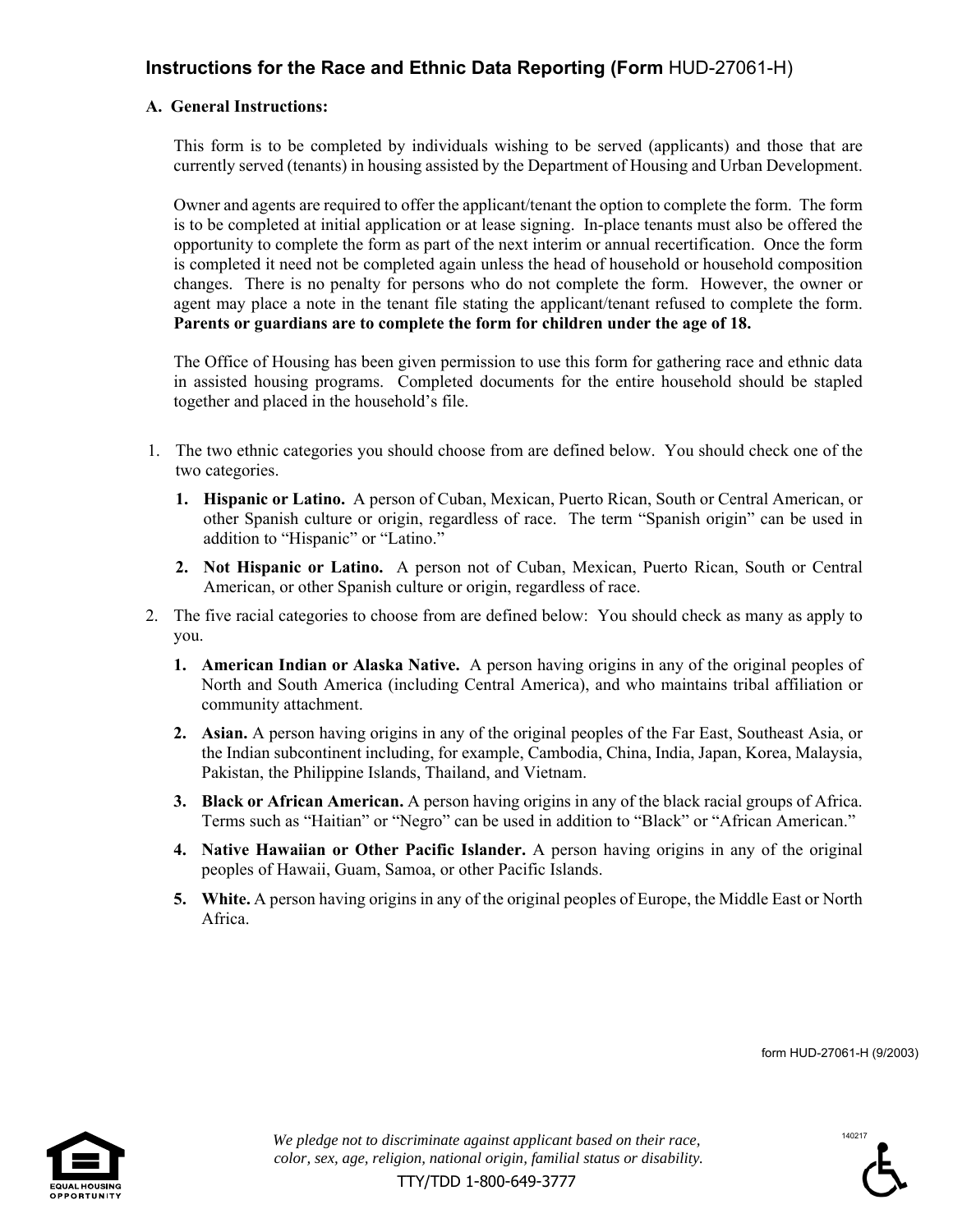# Instructions for the Race and Ethnic Data Reporting (Form HUD-27061-H)

**A. General Instructions:**

This form is to be completed by individuals wishing to be served (applicants) and those that are currently served (tenants) in housing assisted by the Department of Housing and Urban Development.

Owner and agents are required to offer the applicant/tenant the option to complete the form. The form is to be completed at initial application or at lease signing. In-place tenants must also be offered the opportunity to complete the form as part of the next interim or annual recertification. Once the form is completed it need not be completed again unless the head of household or household composition changes. There is no penalty for persons who do not complete the form. However, the owner or agent may place a note in the tenant file stating the applicant/tenant refused to complete the form. **Parents or guardians are to complete the form for children under the age of 18.**

The Office of Housing has been given permission to use this form for gathering race and ethnic data in assisted housing programs. Completed documents for the entire household should be stapled together and placed in the household's file.

1. The two ethnic categories you should choose from are defined below. You should check one of the two categories.
   1. **Hispanic or Latino.** A person of Cuban, Mexican, Puerto Rican, South or Central American, or other Spanish culture or origin, regardless of race. The term "Spanish origin" can be used in addition to "Hispanic" or "Latino."
   2. **Not Hispanic or Latino.** A person not of Cuban, Mexican, Puerto Rican, South or Central American, or other Spanish culture or origin, regardless of race.
2. The five racial categories to choose from are defined below: You should check as many as apply to you.
   1. **American Indian or Alaska Native.** A person having origins in any of the original peoples of North and South America (including Central America), and who maintains tribal affiliation or community attachment.
   2. **Asian.** A person having origins in any of the original peoples of the Far East, Southeast Asia, or the Indian subcontinent including, for example, Cambodia, China, India, Japan, Korea, Malaysia, Pakistan, the Philippine Islands, Thailand, and Vietnam.
   3. **Black or African American.** A person having origins in any of the black racial groups of Africa. Terms such as "Haitian" or "Negro" can be used in addition to "Black" or "African American."
   4. **Native Hawaiian or Other Pacific Islander.** A person having origins in any of the original peoples of Hawaii, Guam, Samoa, or other Pacific Islands.
   5. **White.** A person having origins in any of the original peoples of Europe, the Middle East or North Africa.

form HUD-27061-H (9/2003)

EQUAL HOUSING OPPORTUNITY

*We pledge not to discriminate against applicant based on their race, color, sex, age, religion, national origin, familial status or disability.*

TTY/TDD 1-800-649-3777

140217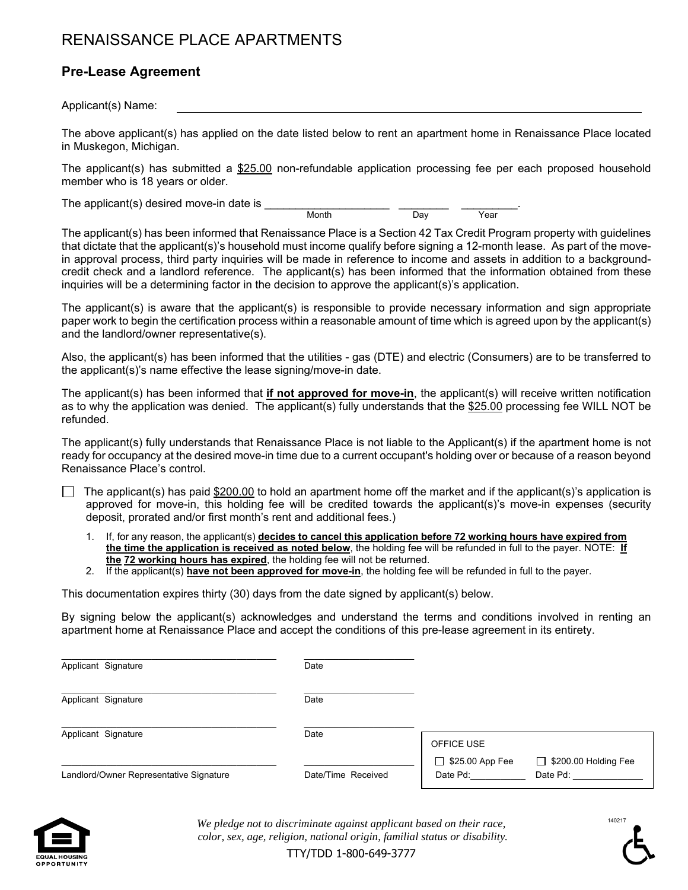# RENAISSANCE PLACE APARTMENTS

## Pre-Lease Agreement

Applicant(s) Name: ____________________________________________

The above applicant(s) has applied on the date listed below to rent an apartment home in Renaissance Place located in Muskegon, Michigan.

The applicant(s) has submitted a $25.00 non-refundable application processing fee per each proposed household member who is 18 years or older.

The applicant(s) desired move-in date is ____________________ ________ _________.
Month Day Year

The applicant(s) has been informed that Renaissance Place is a Section 42 Tax Credit Program property with guidelines that dictate that the applicant(s)'s household must income qualify before signing a 12-month lease. As part of the move-in approval process, third party inquiries will be made in reference to income and assets in addition to a background-credit check and a landlord reference. The applicant(s) has been informed that the information obtained from these inquiries will be a determining factor in the decision to approve the applicant(s)'s application.

The applicant(s) is aware that the applicant(s) is responsible to provide necessary information and sign appropriate paper work to begin the certification process within a reasonable amount of time which is agreed upon by the applicant(s) and the landlord/owner representative(s).

Also, the applicant(s) has been informed that the utilities - gas (DTE) and electric (Consumers) are to be transferred to the applicant(s)'s name effective the lease signing/move-in date.

The applicant(s) has been informed that **if not approved for move-in**, the applicant(s) will receive written notification as to why the application was denied. The applicant(s) fully understands that the $25.00 processing fee WILL NOT be refunded.

The applicant(s) fully understands that Renaissance Place is not liable to the Applicant(s) if the apartment home is not ready for occupancy at the desired move-in time due to a current occupant's holding over or because of a reason beyond Renaissance Place's control.

☐ The applicant(s) has paid $200.00 to hold an apartment home off the market and if the applicant(s)'s application is approved for move-in, this holding fee will be credited towards the applicant(s)'s move-in expenses (security deposit, prorated and/or first month's rent and additional fees.)

1. If, for any reason, the applicant(s) **decides to cancel this application before 72 working hours have expired from the time the application is received as noted below**, the holding fee will be refunded in full to the payer. NOTE: **If the 72 working hours has expired**, the holding fee will not be returned.
2. If the applicant(s) **have not been approved for move-in**, the holding fee will be refunded in full to the payer.

This documentation expires thirty (30) days from the date signed by applicant(s) below.

By signing below the applicant(s) acknowledges and understand the terms and conditions involved in renting an apartment home at Renaissance Place and accept the conditions of this pre-lease agreement in its entirety.

______________________________ ______________
Applicant Signature Date

______________________________ ______________
Applicant Signature Date

______________________________ ______________
Applicant Signature Date

______________________________ ______________
Landlord/Owner Representative Signature Date/Time Received

OFFICE USE

☐ $25.00 App Fee Date Pd:__________

☐ $200.00 Holding Fee Date Pd: __________

*We pledge not to discriminate against applicant based on their race, color, sex, age, religion, national origin, familial status or disability.*

TTY/TDD 1-800-649-3777

EQUAL HOUSING OPPORTUNITY

140217